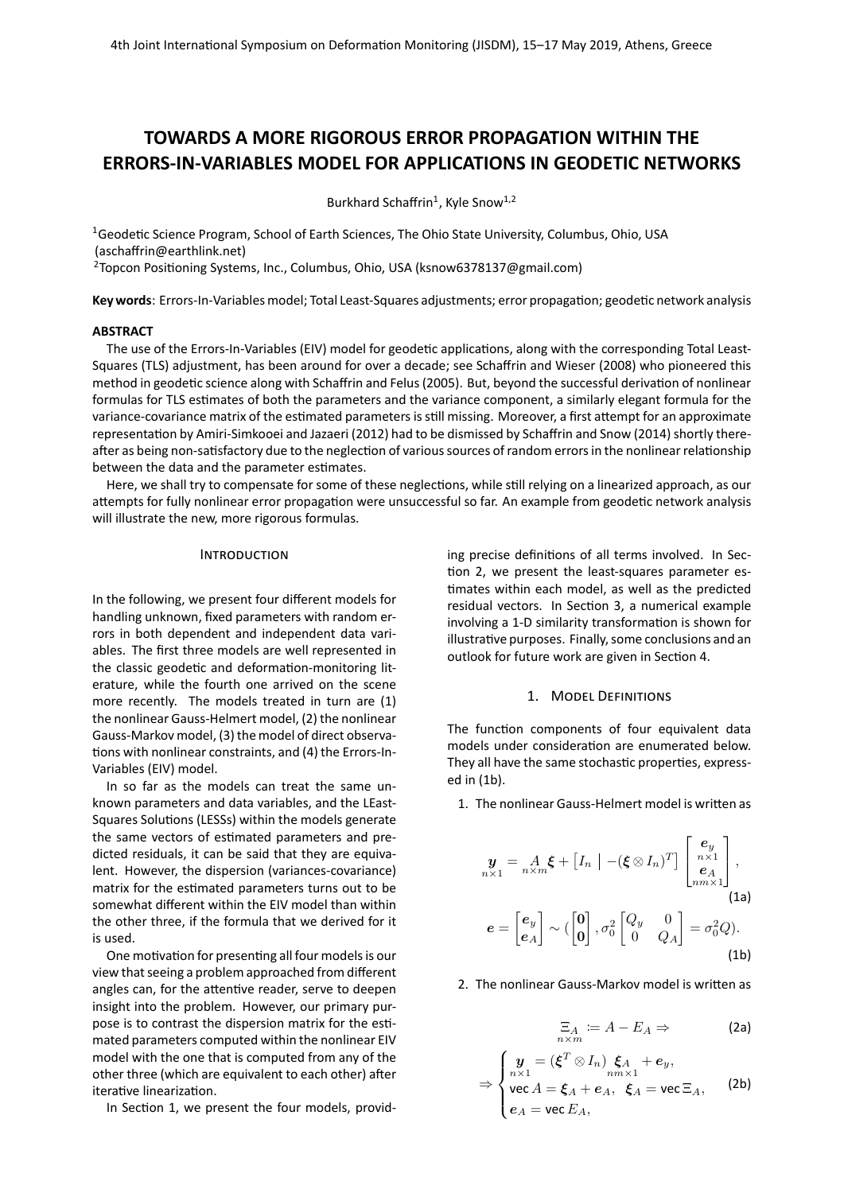# TOWARDS A MORE RIGOROUS ERROR PROPAGATION WITHIN THE ERRORS-IN-VARIABLES MODEL FOR APPLICATIONS IN GEODETIC NETWORKS

Burkhard Schaffrin[1], Kyle Snow[1,2]

[1]Geodetic Science Program, School of Earth Sciences, The Ohio State University, Columbus, Ohio, USA (aschaffrin@earthlink.net)

[2]Topcon Positioning Systems, Inc., Columbus, Ohio, USA (ksnow6378137@gmail.com)

**Key words**: Errors-In-Variables model; Total Least-Squares adjustments; error propagation; geodetic network analysis

## ABSTRACT

The use of the Errors-In-Variables (EIV) model for geodetic applications, along with the corresponding Total Least-Squares (TLS) adjustment, has been around for over a decade; see Schaffrin and Wieser (2008) who pioneered this method in geodetic science along with Schaffrin and Felus (2005). But, beyond the successful derivation of nonlinear formulas for TLS estimates of both the parameters and the variance component, a similarly elegant formula for the variance-covariance matrix of the estimated parameters is still missing. Moreover, a first attempt for an approximate representation by Amiri-Simkooei and Jazaeri (2012) had to be dismissed by Schaffrin and Snow (2014) shortly thereafter as being non-satisfactory due to the neglection of various sources of random errors in the nonlinear relationship between the data and the parameter estimates.

Here, we shall try to compensate for some of these neglections, while still relying on a linearized approach, as our attempts for fully nonlinear error propagation were unsuccessful so far. An example from geodetic network analysis will illustrate the new, more rigorous formulas.

## INTRODUCTION

In the following, we present four different models for handling unknown, fixed parameters with random errors in both dependent and independent data variables. The first three models are well represented in the classic geodetic and deformation-monitoring literature, while the fourth one arrived on the scene more recently. The models treated in turn are (1) the nonlinear Gauss-Helmert model, (2) the nonlinear Gauss-Markov model, (3) the model of direct observations with nonlinear constraints, and (4) the Errors-In-Variables (EIV) model.

In so far as the models can treat the same unknown parameters and data variables, and the LEast-Squares Solutions (LESSs) within the models generate the same vectors of estimated parameters and predicted residuals, it can be said that they are equivalent. However, the dispersion (variances-covariance) matrix for the estimated parameters turns out to be somewhat different within the EIV model than within the other three, if the formula that we derived for it is used.

One motivation for presenting all four models is our view that seeing a problem approached from different angles can, for the attentive reader, serve to deepen insight into the problem. However, our primary purpose is to contrast the dispersion matrix for the estimated parameters computed within the nonlinear EIV model with the one that is computed from any of the other three (which are equivalent to each other) after iterative linearization.

In Section 1, we present the four models, providing precise definitions of all terms involved. In Section 2, we present the least-squares parameter estimates within each model, as well as the predicted residual vectors. In Section 3, a numerical example involving a 1-D similarity transformation is shown for illustrative purposes. Finally, some conclusions and an outlook for future work are given in Section 4.

## 1. MODEL DEFINITIONS

The function components of four equivalent data models under consideration are enumerated below. They all have the same stochastic properties, expressed in (1b).

1. The nonlinear Gauss-Helmert model is written as

$$\underset{n\times 1}{\boldsymbol{y}} = \underset{n\times m}{A}\boldsymbol{\xi} + \left[I_n \mid -(\boldsymbol{\xi}\otimes I_n)^T\right]\begin{bmatrix}\underset{n\times 1}{\boldsymbol{e}_y}\\ \underset{nm\times 1}{\boldsymbol{e}_A}\end{bmatrix}, \tag{1a}$$

$$\boldsymbol{e} = \begin{bmatrix}\boldsymbol{e}_y\\ \boldsymbol{e}_A\end{bmatrix} \sim (\begin{bmatrix}\boldsymbol{0}\\ \boldsymbol{0}\end{bmatrix}, \sigma_0^2\begin{bmatrix}Q_y & 0\\ 0 & Q_A\end{bmatrix} = \sigma_0^2 Q). \tag{1b}$$

2. The nonlinear Gauss-Markov model is written as

$$\underset{n\times m}{\Xi_A} := A - E_A \Rightarrow \tag{2a}$$

$$\Rightarrow \begin{cases}\underset{n\times 1}{\boldsymbol{y}} = (\boldsymbol{\xi}^T\otimes I_n)\underset{nm\times 1}{\boldsymbol{\xi}_A} + \boldsymbol{e}_y,\\ \operatorname{vec} A = \boldsymbol{\xi}_A + \boldsymbol{e}_A,\ \ \boldsymbol{\xi}_A = \operatorname{vec}\Xi_A,\\ \boldsymbol{e}_A = \operatorname{vec} E_A,\end{cases} \tag{2b}$$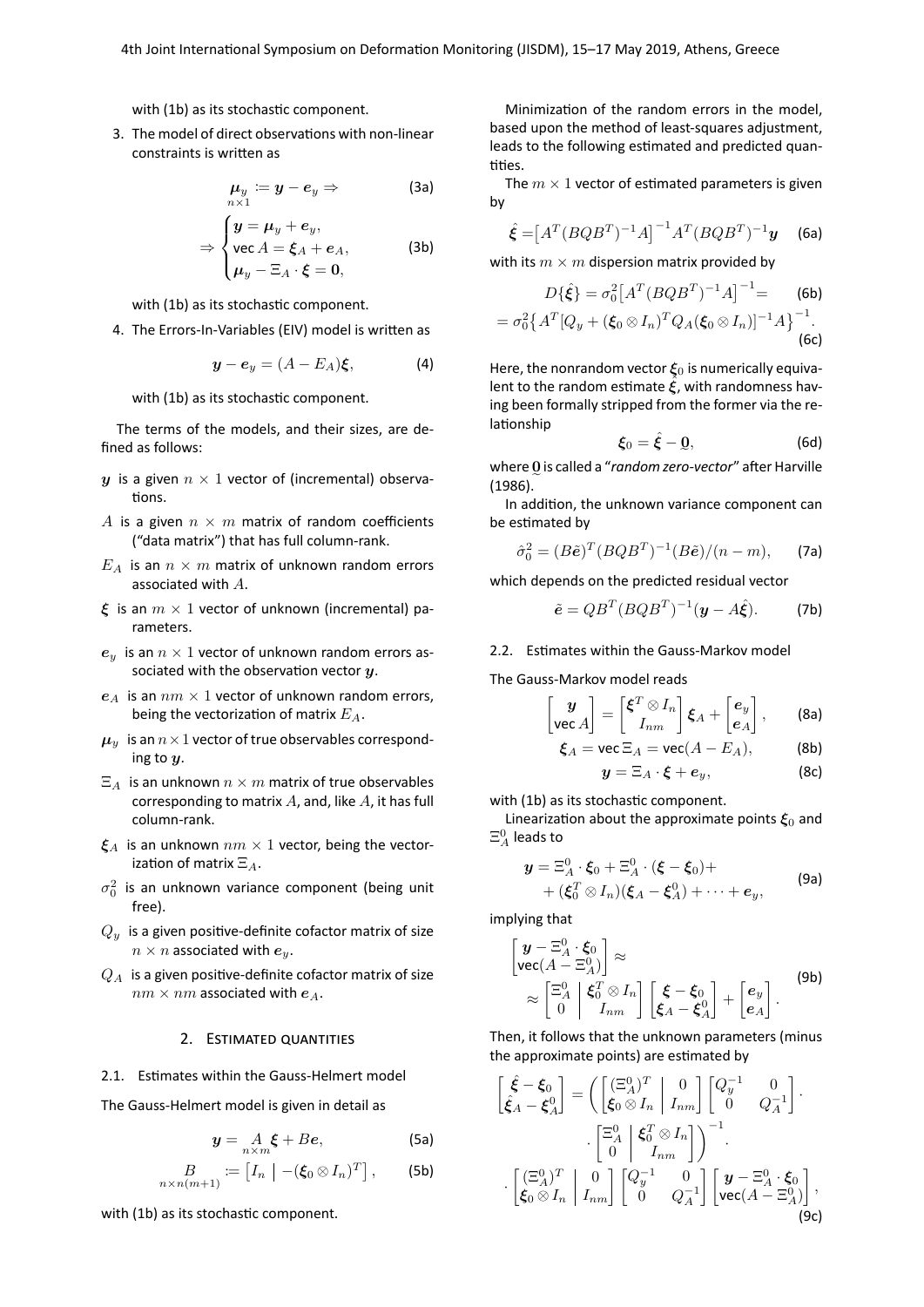with (1b) as its stochastic component.

3. The model of direct observations with non-linear constraints is written as

$$\underset{n\times 1}{\boldsymbol{\mu}_y} := \boldsymbol{y} - \boldsymbol{e}_y \Rightarrow \tag{3a}$$

$$\Rightarrow \begin{cases} \boldsymbol{y} = \boldsymbol{\mu}_y + \boldsymbol{e}_y, \\ \operatorname{vec} A = \boldsymbol{\xi}_A + \boldsymbol{e}_A, \\ \boldsymbol{\mu}_y - \Xi_A \cdot \boldsymbol{\xi} = \boldsymbol{0}, \end{cases} \tag{3b}$$

with (1b) as its stochastic component.

4. The Errors-In-Variables (EIV) model is written as

$$\boldsymbol{y} - \boldsymbol{e}_y = (A - E_A)\boldsymbol{\xi}, \tag{4}$$

with (1b) as its stochastic component.

The terms of the models, and their sizes, are defined as follows:

- $\boldsymbol{y}$ is a given $n \times 1$ vector of (incremental) observations.
- $A$ is a given $n \times m$ matrix of random coefficients ("data matrix") that has full column-rank.
- $E_A$ is an $n \times m$ matrix of unknown random errors associated with $A$.
- $\boldsymbol{\xi}$ is an $m \times 1$ vector of unknown (incremental) parameters.
- $\boldsymbol{e}_y$ is an $n \times 1$ vector of unknown random errors associated with the observation vector $\boldsymbol{y}$.
- $\boldsymbol{e}_A$ is an $nm \times 1$ vector of unknown random errors, being the vectorization of matrix $E_A$.
- $\boldsymbol{\mu}_y$ is an $n \times 1$ vector of true observables corresponding to $\boldsymbol{y}$.
- $\Xi_A$ is an unknown $n \times m$ matrix of true observables corresponding to matrix $A$, and, like $A$, it has full column-rank.
- $\boldsymbol{\xi}_A$ is an unknown $nm \times 1$ vector, being the vectorization of matrix $\Xi_A$.
- $\sigma_0^2$ is an unknown variance component (being unit free).
- $Q_y$ is a given positive-definite cofactor matrix of size $n \times n$ associated with $\boldsymbol{e}_y$.
- $Q_A$ is a given positive-definite cofactor matrix of size $nm \times nm$ associated with $\boldsymbol{e}_A$.

## 2. Estimated quantities

### 2.1. Estimates within the Gauss-Helmert model

The Gauss-Helmert model is given in detail as

$$\boldsymbol{y} = \underset{n\times m}{A}\boldsymbol{\xi} + B\boldsymbol{e}, \tag{5a}$$

$$\underset{n\times n(m+1)}{B} := \left[ I_n \mid -(\boldsymbol{\xi}_0 \otimes I_n)^T \right], \tag{5b}$$

with (1b) as its stochastic component.

Minimization of the random errors in the model, based upon the method of least-squares adjustment, leads to the following estimated and predicted quantities.

The $m \times 1$ vector of estimated parameters is given by

$$\hat{\boldsymbol{\xi}} = \left[ A^T (BQB^T)^{-1} A \right]^{-1} A^T (BQB^T)^{-1} \boldsymbol{y} \tag{6a}$$

with its $m \times m$ dispersion matrix provided by

$$D\{\hat{\boldsymbol{\xi}}\} = \sigma_0^2 \left[ A^T (BQB^T)^{-1} A \right]^{-1} = \tag{6b}$$

$$= \sigma_0^2 \left\{ A^T [Q_y + (\boldsymbol{\xi}_0 \otimes I_n)^T Q_A (\boldsymbol{\xi}_0 \otimes I_n)]^{-1} A \right\}^{-1}. \tag{6c}$$

Here, the nonrandom vector $\boldsymbol{\xi}_0$ is numerically equivalent to the random estimate $\hat{\boldsymbol{\xi}}$, with randomness having been formally stripped from the former via the relationship

$$\boldsymbol{\xi}_0 = \hat{\boldsymbol{\xi}} - \underline{\boldsymbol{0}}, \tag{6d}$$

where $\underline{\boldsymbol{0}}$ is called a "*random zero-vector*" after Harville (1986).

In addition, the unknown variance component can be estimated by

$$\hat{\sigma}_0^2 = (B\tilde{\boldsymbol{e}})^T (BQB^T)^{-1} (B\tilde{\boldsymbol{e}})/(n-m), \tag{7a}$$

which depends on the predicted residual vector

$$\tilde{\boldsymbol{e}} = QB^T (BQB^T)^{-1} (\boldsymbol{y} - A\hat{\boldsymbol{\xi}}). \tag{7b}$$

### 2.2. Estimates within the Gauss-Markov model

The Gauss-Markov model reads

$$\begin{bmatrix} \boldsymbol{y} \\ \operatorname{vec} A \end{bmatrix} = \begin{bmatrix} \boldsymbol{\xi}^T \otimes I_n \\ I_{nm} \end{bmatrix} \boldsymbol{\xi}_A + \begin{bmatrix} \boldsymbol{e}_y \\ \boldsymbol{e}_A \end{bmatrix}, \tag{8a}$$

$$\boldsymbol{\xi}_A = \operatorname{vec} \Xi_A = \operatorname{vec}(A - E_A), \tag{8b}$$

$$\boldsymbol{y} = \Xi_A \cdot \boldsymbol{\xi} + \boldsymbol{e}_y, \tag{8c}$$

with (1b) as its stochastic component.

Linearization about the approximate points $\boldsymbol{\xi}_0$ and $\Xi_A^0$ leads to

$$\begin{aligned} \boldsymbol{y} = \Xi_A^0 \cdot \boldsymbol{\xi}_0 + \Xi_A^0 \cdot (\boldsymbol{\xi} - \boldsymbol{\xi}_0) + \\ + (\boldsymbol{\xi}_0^T \otimes I_n)(\boldsymbol{\xi}_A - \boldsymbol{\xi}_A^0) + \cdots + \boldsymbol{e}_y, \end{aligned} \tag{9a}$$

implying that

$$\begin{aligned} \begin{bmatrix} \boldsymbol{y} - \Xi_A^0 \cdot \boldsymbol{\xi}_0 \\ \operatorname{vec}(A - \Xi_A^0) \end{bmatrix} \approx \\ \approx \left[ \begin{array}{c|c} \Xi_A^0 & \boldsymbol{\xi}_0^T \otimes I_n \\ 0 & I_{nm} \end{array} \right] \begin{bmatrix} \boldsymbol{\xi} - \boldsymbol{\xi}_0 \\ \boldsymbol{\xi}_A - \boldsymbol{\xi}_A^0 \end{bmatrix} + \begin{bmatrix} \boldsymbol{e}_y \\ \boldsymbol{e}_A \end{bmatrix}. \end{aligned} \tag{9b}$$

Then, it follows that the unknown parameters (minus the approximate points) are estimated by

$$\begin{aligned} \begin{bmatrix} \hat{\boldsymbol{\xi}} - \boldsymbol{\xi}_0 \\ \hat{\boldsymbol{\xi}}_A - \boldsymbol{\xi}_A^0 \end{bmatrix} = \left( \left[ \begin{array}{c|c} (\Xi_A^0)^T & 0 \\ \boldsymbol{\xi}_0 \otimes I_n & I_{nm} \end{array} \right] \begin{bmatrix} Q_y^{-1} & 0 \\ 0 & Q_A^{-1} \end{bmatrix} \cdot \right. \\ \left. \cdot \left[ \begin{array}{c|c} \Xi_A^0 & \boldsymbol{\xi}_0^T \otimes I_n \\ 0 & I_{nm} \end{array} \right] \right)^{-1} \cdot \\ \cdot \left[ \begin{array}{c|c} (\Xi_A^0)^T & 0 \\ \boldsymbol{\xi}_0 \otimes I_n & I_{nm} \end{array} \right] \begin{bmatrix} Q_y^{-1} & 0 \\ 0 & Q_A^{-1} \end{bmatrix} \begin{bmatrix} \boldsymbol{y} - \Xi_A^0 \cdot \boldsymbol{\xi}_0 \\ \operatorname{vec}(A - \Xi_A^0) \end{bmatrix}, \end{aligned} \tag{9c}$$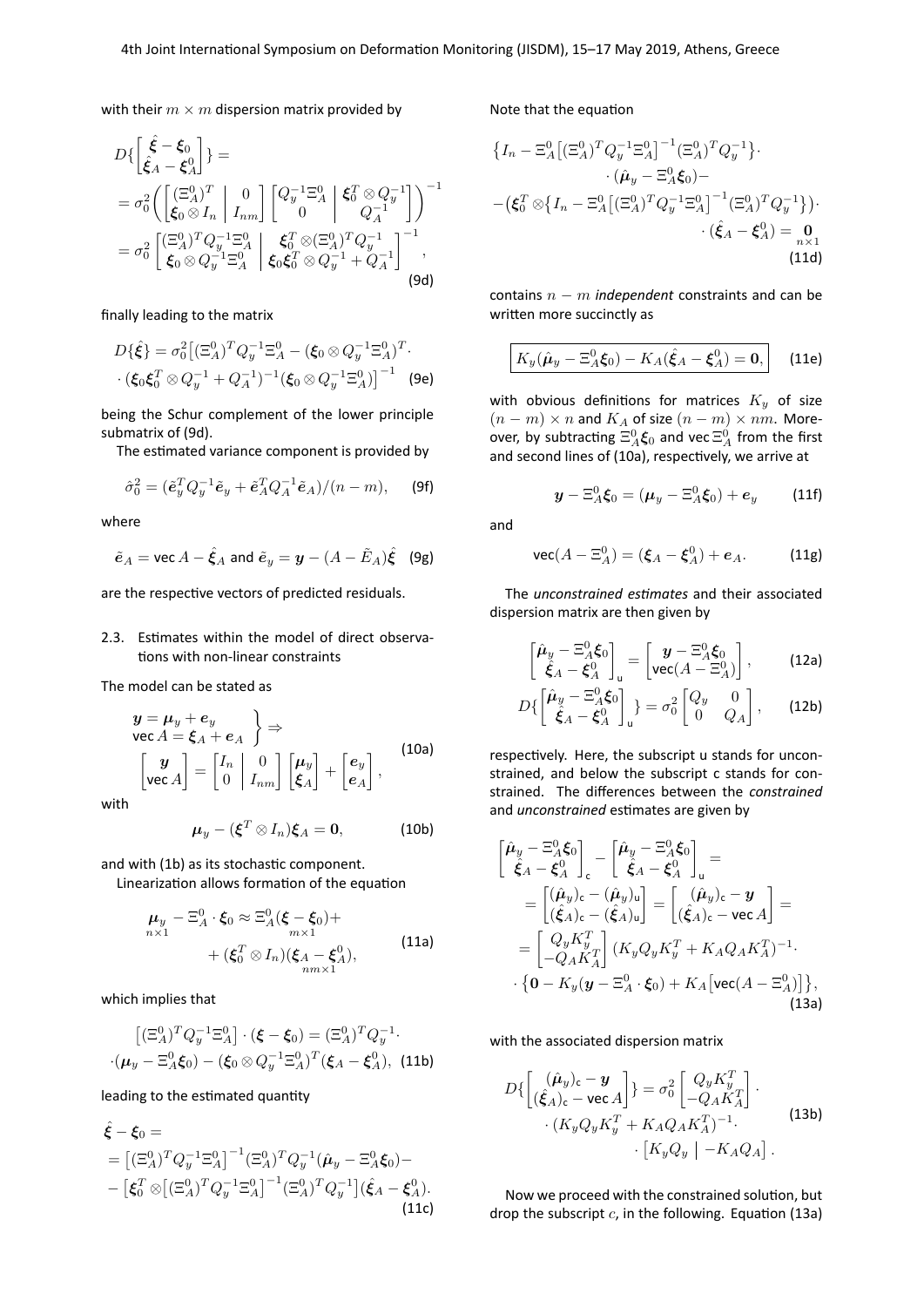with their $m \times m$ dispersion matrix provided by

$$
D\{\begin{bmatrix} \hat{\boldsymbol{\xi}} - \boldsymbol{\xi}_0 \\ \hat{\boldsymbol{\xi}}_A - \boldsymbol{\xi}_A^0 \end{bmatrix}\} = 
= \sigma_0^2 \left( \begin{bmatrix} (\Xi_A^0)^T & 0 \\ \boldsymbol{\xi}_0 \otimes I_n & I_{nm} \end{bmatrix} \begin{bmatrix} Q_y^{-1}\Xi_A^0 & \boldsymbol{\xi}_0^T \otimes Q_y^{-1} \\ 0 & Q_A^{-1} \end{bmatrix} \right)^{-1}
= \sigma_0^2 \begin{bmatrix} (\Xi_A^0)^T Q_y^{-1} \Xi_A^0 & \boldsymbol{\xi}_0^T \otimes (\Xi_A^0)^T Q_y^{-1} \\ \boldsymbol{\xi}_0 \otimes Q_y^{-1} \Xi_A^0 & \boldsymbol{\xi}_0 \boldsymbol{\xi}_0^T \otimes Q_y^{-1} + Q_A^{-1} \end{bmatrix}^{-1}, \tag{9d}
$$

finally leading to the matrix

$$
D\{\hat{\boldsymbol{\xi}}\} = \sigma_0^2 \big[ (\Xi_A^0)^T Q_y^{-1} \Xi_A^0 - (\boldsymbol{\xi}_0 \otimes Q_y^{-1} \Xi_A^0)^T \cdot (\boldsymbol{\xi}_0 \boldsymbol{\xi}_0^T \otimes Q_y^{-1} + Q_A^{-1})^{-1} (\boldsymbol{\xi}_0 \otimes Q_y^{-1} \Xi_A^0) \big]^{-1} \tag{9e}
$$

being the Schur complement of the lower principle submatrix of (9d).

The estimated variance component is provided by

$$
\hat{\sigma}_0^2 = (\tilde{\boldsymbol{e}}_y^T Q_y^{-1} \tilde{\boldsymbol{e}}_y + \tilde{\boldsymbol{e}}_A^T Q_A^{-1} \tilde{\boldsymbol{e}}_A)/(n-m), \tag{9f}
$$

where

$$
\tilde{\boldsymbol{e}}_A = \operatorname{vec} A - \hat{\boldsymbol{\xi}}_A \text{ and } \tilde{\boldsymbol{e}}_y = \boldsymbol{y} - (A - \tilde{E}_A)\hat{\boldsymbol{\xi}} \tag{9g}
$$

are the respective vectors of predicted residuals.

### 2.3. Estimates within the model of direct observations with non-linear constraints

The model can be stated as

$$
\left. \begin{aligned} \boldsymbol{y} &= \boldsymbol{\mu}_y + \boldsymbol{e}_y \\ \operatorname{vec} A &= \boldsymbol{\xi}_A + \boldsymbol{e}_A \end{aligned} \right\} \Rightarrow
\begin{bmatrix} \boldsymbol{y} \\ \operatorname{vec} A \end{bmatrix} = \begin{bmatrix} I_n & 0 \\ 0 & I_{nm} \end{bmatrix} \begin{bmatrix} \boldsymbol{\mu}_y \\ \boldsymbol{\xi}_A \end{bmatrix} + \begin{bmatrix} \boldsymbol{e}_y \\ \boldsymbol{e}_A \end{bmatrix}, \tag{10a}
$$

with

$$
\boldsymbol{\mu}_y - (\boldsymbol{\xi}^T \otimes I_n)\boldsymbol{\xi}_A = \boldsymbol{0}, \tag{10b}
$$

and with (1b) as its stochastic component.

Linearization allows formation of the equation

$$
\underset{n\times 1}{\boldsymbol{\mu}_y} - \Xi_A^0 \cdot \boldsymbol{\xi}_0 \approx \Xi_A^0 (\underset{m\times 1}{\boldsymbol{\xi} - \boldsymbol{\xi}_0}) + (\boldsymbol{\xi}_0^T \otimes I_n)(\underset{nm\times 1}{\boldsymbol{\xi}_A - \boldsymbol{\xi}_A^0}), \tag{11a}
$$

which implies that

$$
\big[ (\Xi_A^0)^T Q_y^{-1} \Xi_A^0 \big] \cdot (\boldsymbol{\xi} - \boldsymbol{\xi}_0) = (\Xi_A^0)^T Q_y^{-1} \cdot (\boldsymbol{\mu}_y - \Xi_A^0 \boldsymbol{\xi}_0) - (\boldsymbol{\xi}_0 \otimes Q_y^{-1} \Xi_A^0)^T (\boldsymbol{\xi}_A - \boldsymbol{\xi}_A^0), \tag{11b}
$$

leading to the estimated quantity

$$
\hat{\boldsymbol{\xi}} - \boldsymbol{\xi}_0 = 
= \big[ (\Xi_A^0)^T Q_y^{-1} \Xi_A^0 \big]^{-1} (\Xi_A^0)^T Q_y^{-1} (\hat{\boldsymbol{\mu}}_y - \Xi_A^0 \boldsymbol{\xi}_0) -
- \big[ \boldsymbol{\xi}_0^T \otimes \big[ (\Xi_A^0)^T Q_y^{-1} \Xi_A^0 \big]^{-1} (\Xi_A^0)^T Q_y^{-1} \big] (\hat{\boldsymbol{\xi}}_A - \boldsymbol{\xi}_A^0). \tag{11c}
$$

Note that the equation

$$
\big\{ I_n - \Xi_A^0 \big[ (\Xi_A^0)^T Q_y^{-1} \Xi_A^0 \big]^{-1} (\Xi_A^0)^T Q_y^{-1} \big\} \cdot (\hat{\boldsymbol{\mu}}_y - \Xi_A^0 \boldsymbol{\xi}_0) -
-\big( \boldsymbol{\xi}_0^T \otimes \big\{ I_n - \Xi_A^0 \big[ (\Xi_A^0)^T Q_y^{-1} \Xi_A^0 \big]^{-1} (\Xi_A^0)^T Q_y^{-1} \big\} \big) \cdot (\hat{\boldsymbol{\xi}}_A - \boldsymbol{\xi}_A^0) = \underset{n\times 1}{\boldsymbol{0}} \tag{11d}
$$

contains $n - m$ *independent* constraints and can be written more succinctly as

$$
\boxed{K_y(\hat{\boldsymbol{\mu}}_y - \Xi_A^0 \boldsymbol{\xi}_0) - K_A(\hat{\boldsymbol{\xi}}_A - \boldsymbol{\xi}_A^0) = \boldsymbol{0},} \tag{11e}
$$

with obvious definitions for matrices $K_y$ of size $(n-m) \times n$ and $K_A$ of size $(n-m) \times nm$. Moreover, by subtracting $\Xi_A^0 \boldsymbol{\xi}_0$ and $\operatorname{vec} \Xi_A^0$ from the first and second lines of (10a), respectively, we arrive at

$$
\boldsymbol{y} - \Xi_A^0 \boldsymbol{\xi}_0 = (\boldsymbol{\mu}_y - \Xi_A^0 \boldsymbol{\xi}_0) + \boldsymbol{e}_y \tag{11f}
$$

and

$$
\operatorname{vec}(A - \Xi_A^0) = (\boldsymbol{\xi}_A - \boldsymbol{\xi}_A^0) + \boldsymbol{e}_A. \tag{11g}
$$

The *unconstrained estimates* and their associated dispersion matrix are then given by

$$
\begin{bmatrix} \hat{\boldsymbol{\mu}}_y - \Xi_A^0 \boldsymbol{\xi}_0 \\ \hat{\boldsymbol{\xi}}_A - \boldsymbol{\xi}_A^0 \end{bmatrix}_{\mathsf{u}} = \begin{bmatrix} \boldsymbol{y} - \Xi_A^0 \boldsymbol{\xi}_0 \\ \operatorname{vec}(A - \Xi_A^0) \end{bmatrix}, \tag{12a}
$$

$$
D\{\begin{bmatrix} \hat{\boldsymbol{\mu}}_y - \Xi_A^0 \boldsymbol{\xi}_0 \\ \hat{\boldsymbol{\xi}}_A - \boldsymbol{\xi}_A^0 \end{bmatrix}_{\mathsf{u}}\} = \sigma_0^2 \begin{bmatrix} Q_y & 0 \\ 0 & Q_A \end{bmatrix}, \tag{12b}
$$

respectively. Here, the subscript u stands for unconstrained, and below the subscript c stands for constrained. The differences between the *constrained* and *unconstrained* estimates are given by

$$
\begin{bmatrix} \hat{\boldsymbol{\mu}}_y - \Xi_A^0 \boldsymbol{\xi}_0 \\ \hat{\boldsymbol{\xi}}_A - \boldsymbol{\xi}_A^0 \end{bmatrix}_{\mathsf{c}} - \begin{bmatrix} \hat{\boldsymbol{\mu}}_y - \Xi_A^0 \boldsymbol{\xi}_0 \\ \hat{\boldsymbol{\xi}}_A - \boldsymbol{\xi}_A^0 \end{bmatrix}_{\mathsf{u}} =
= \begin{bmatrix} (\hat{\boldsymbol{\mu}}_y)_{\mathsf{c}} - (\hat{\boldsymbol{\mu}}_y)_{\mathsf{u}} \\ (\hat{\boldsymbol{\xi}}_A)_{\mathsf{c}} - (\hat{\boldsymbol{\xi}}_A)_{\mathsf{u}} \end{bmatrix} = \begin{bmatrix} (\hat{\boldsymbol{\mu}}_y)_{\mathsf{c}} - \boldsymbol{y} \\ (\hat{\boldsymbol{\xi}}_A)_{\mathsf{c}} - \operatorname{vec} A \end{bmatrix} =
= \begin{bmatrix} Q_y K_y^T \\ -Q_A K_A^T \end{bmatrix} (K_y Q_y K_y^T + K_A Q_A K_A^T)^{-1} \cdot \big\{ \boldsymbol{0} - K_y(\boldsymbol{y} - \Xi_A^0 \cdot \boldsymbol{\xi}_0) + K_A \big[ \operatorname{vec}(A - \Xi_A^0) \big] \big\}, \tag{13a}
$$

with the associated dispersion matrix

$$
D\{\begin{bmatrix} (\hat{\boldsymbol{\mu}}_y)_{\mathsf{c}} - \boldsymbol{y} \\ (\hat{\boldsymbol{\xi}}_A)_{\mathsf{c}} - \operatorname{vec} A \end{bmatrix}\} = \sigma_0^2 \begin{bmatrix} Q_y K_y^T \\ -Q_A K_A^T \end{bmatrix} \cdot (K_y Q_y K_y^T + K_A Q_A K_A^T)^{-1} \cdot \begin{bmatrix} K_y Q_y & -K_A Q_A \end{bmatrix}. \tag{13b}
$$

Now we proceed with the constrained solution, but drop the subscript $c$, in the following. Equation (13a)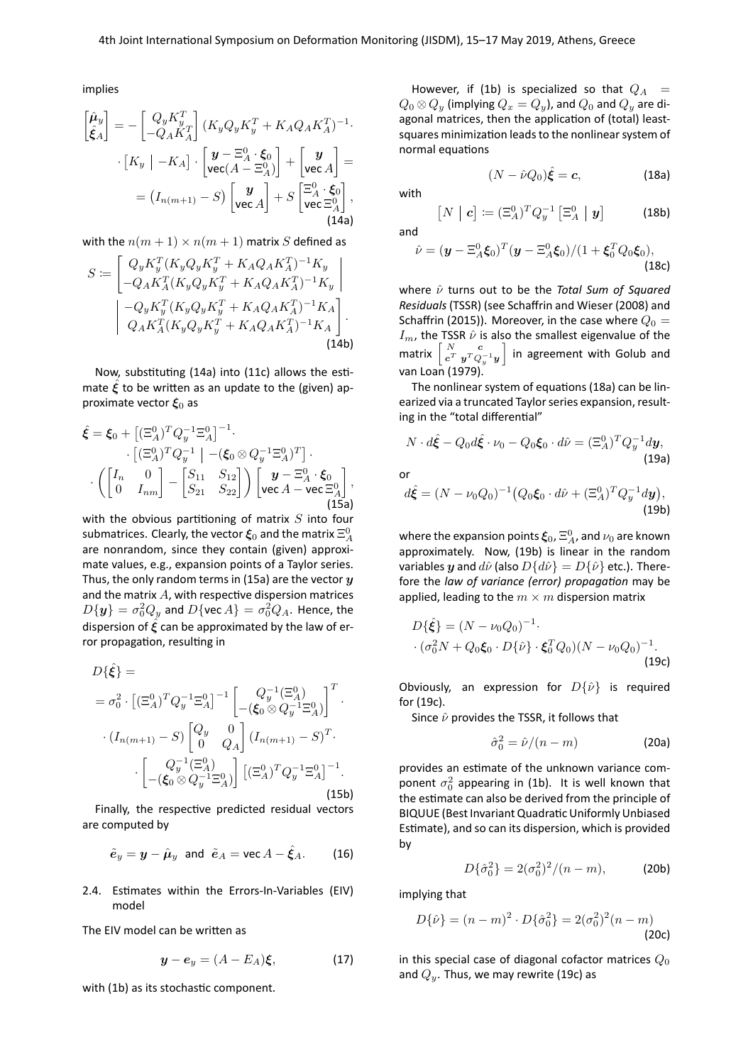implies

$$
\begin{bmatrix} \hat{\boldsymbol{\mu}}_y \\ \hat{\boldsymbol{\xi}}_A \end{bmatrix} = - \begin{bmatrix} Q_y K_y^T \\ -Q_A K_A^T \end{bmatrix} (K_y Q_y K_y^T + K_A Q_A K_A^T)^{-1} \cdot \\ \cdot \begin{bmatrix} K_y \mid -K_A \end{bmatrix} \cdot \begin{bmatrix} \boldsymbol{y} - \Xi_A^0 \cdot \boldsymbol{\xi}_0 \\ \operatorname{vec}(A - \Xi_A^0) \end{bmatrix} + \begin{bmatrix} \boldsymbol{y} \\ \operatorname{vec} A \end{bmatrix} = \\ = \left( I_{n(m+1)} - S \right) \begin{bmatrix} \boldsymbol{y} \\ \operatorname{vec} A \end{bmatrix} + S \begin{bmatrix} \Xi_A^0 \cdot \boldsymbol{\xi}_0 \\ \operatorname{vec} \Xi_A^0 \end{bmatrix}, \tag{14a}
$$

with the $n(m+1) \times n(m+1)$ matrix $S$ defined as

$$
S := \left[ \begin{array}{c|c} Q_y K_y^T (K_y Q_y K_y^T + K_A Q_A K_A^T)^{-1} K_y & -Q_y K_y^T (K_y Q_y K_y^T + K_A Q_A K_A^T)^{-1} K_A \\ -Q_A K_A^T (K_y Q_y K_y^T + K_A Q_A K_A^T)^{-1} K_y & Q_A K_A^T (K_y Q_y K_y^T + K_A Q_A K_A^T)^{-1} K_A \end{array} \right]. \tag{14b}
$$

Now, substituting (14a) into (11c) allows the estimate $\hat{\boldsymbol{\xi}}$ to be written as an update to the (given) approximate vector $\boldsymbol{\xi}_0$ as

$$
\hat{\boldsymbol{\xi}} = \boldsymbol{\xi}_0 + \left[ (\Xi_A^0)^T Q_y^{-1} \Xi_A^0 \right]^{-1} \cdot \\ \cdot \left[ (\Xi_A^0)^T Q_y^{-1} \mid -(\boldsymbol{\xi}_0 \otimes Q_y^{-1} \Xi_A^0)^T \right] \cdot \\ \cdot \left( \begin{bmatrix} I_n & 0 \\ 0 & I_{nm} \end{bmatrix} - \begin{bmatrix} S_{11} & S_{12} \\ S_{21} & S_{22} \end{bmatrix} \right) \begin{bmatrix} \boldsymbol{y} - \Xi_A^0 \cdot \boldsymbol{\xi}_0 \\ \operatorname{vec} A - \operatorname{vec} \Xi_A^0 \end{bmatrix}, \tag{15a}
$$

with the obvious partitioning of matrix $S$ into four submatrices. Clearly, the vector $\boldsymbol{\xi}_0$ and the matrix $\Xi_A^0$ are nonrandom, since they contain (given) approximate values, e.g., expansion points of a Taylor series. Thus, the only random terms in (15a) are the vector $\boldsymbol{y}$ and the matrix $A$, with respective dispersion matrices $D\{\boldsymbol{y}\} = \sigma_0^2 Q_y$ and $D\{\operatorname{vec} A\} = \sigma_0^2 Q_A$. Hence, the dispersion of $\hat{\boldsymbol{\xi}}$ can be approximated by the law of error propagation, resulting in

$$
D\{\hat{\boldsymbol{\xi}}\} = \\ = \sigma_0^2 \cdot \left[ (\Xi_A^0)^T Q_y^{-1} \Xi_A^0 \right]^{-1} \begin{bmatrix} Q_y^{-1} (\Xi_A^0) \\ -(\boldsymbol{\xi}_0 \otimes Q_y^{-1} \Xi_A^0) \end{bmatrix}^T \cdot \\ \cdot (I_{n(m+1)} - S) \begin{bmatrix} Q_y & 0 \\ 0 & Q_A \end{bmatrix} (I_{n(m+1)} - S)^T \cdot \\ \cdot \begin{bmatrix} Q_y^{-1} (\Xi_A^0) \\ -(\boldsymbol{\xi}_0 \otimes Q_y^{-1} \Xi_A^0) \end{bmatrix} \left[ (\Xi_A^0)^T Q_y^{-1} \Xi_A^0 \right]^{-1}. \tag{15b}
$$

Finally, the respective predicted residual vectors are computed by

$$
\tilde{\boldsymbol{e}}_y = \boldsymbol{y} - \hat{\boldsymbol{\mu}}_y \quad \text{and} \quad \tilde{\boldsymbol{e}}_A = \operatorname{vec} A - \hat{\boldsymbol{\xi}}_A. \tag{16}
$$

### 2.4. Estimates within the Errors-In-Variables (EIV) model

The EIV model can be written as

$$
\boldsymbol{y} - \boldsymbol{e}_y = (A - E_A)\boldsymbol{\xi}, \tag{17}
$$

with (1b) as its stochastic component.

However, if (1b) is specialized so that $Q_A = Q_0 \otimes Q_y$ (implying $Q_x = Q_y$), and $Q_0$ and $Q_y$ are diagonal matrices, then the application of (total) least-squares minimization leads to the nonlinear system of normal equations

$$
(N - \hat{\nu} Q_0)\hat{\boldsymbol{\xi}} = \boldsymbol{c}, \tag{18a}
$$

with

$$
\begin{bmatrix} N \mid \boldsymbol{c} \end{bmatrix} := (\Xi_A^0)^T Q_y^{-1} \begin{bmatrix} \Xi_A^0 \mid \boldsymbol{y} \end{bmatrix} \tag{18b}
$$

and

$$
\hat{\nu} = (\boldsymbol{y} - \Xi_A^0 \boldsymbol{\xi}_0)^T (\boldsymbol{y} - \Xi_A^0 \boldsymbol{\xi}_0) / (1 + \boldsymbol{\xi}_0^T Q_0 \boldsymbol{\xi}_0), \tag{18c}
$$

where $\hat{\nu}$ turns out to be the *Total Sum of Squared Residuals* (TSSR) (see Schaffrin and Wieser (2008) and Schaffrin (2015)). Moreover, in the case where $Q_0 = I_m$, the TSSR $\hat{\nu}$ is also the smallest eigenvalue of the matrix $\begin{bmatrix} N & \boldsymbol{c} \\ \boldsymbol{c}^T & \boldsymbol{y}^T Q_y^{-1} \boldsymbol{y} \end{bmatrix}$ in agreement with Golub and van Loan (1979).

The nonlinear system of equations (18a) can be linearized via a truncated Taylor series expansion, resulting in the "total differential"

$$
N \cdot d\hat{\boldsymbol{\xi}} - Q_0 d\hat{\boldsymbol{\xi}} \cdot \nu_0 - Q_0 \boldsymbol{\xi}_0 \cdot d\hat{\nu} = (\Xi_A^0)^T Q_y^{-1} d\boldsymbol{y}, \tag{19a}
$$

or

$$
d\hat{\boldsymbol{\xi}} = (N - \nu_0 Q_0)^{-1} \big( Q_0 \boldsymbol{\xi}_0 \cdot d\hat{\nu} + (\Xi_A^0)^T Q_y^{-1} d\boldsymbol{y} \big), \tag{19b}
$$

where the expansion points $\boldsymbol{\xi}_0$, $\Xi_A^0$, and $\nu_0$ are known approximately. Now, (19b) is linear in the random variables $\boldsymbol{y}$ and $d\hat{\nu}$ (also $D\{d\hat{\nu}\} = D\{\hat{\nu}\}$ etc.). Therefore the *law of variance (error) propagation* may be applied, leading to the $m \times m$ dispersion matrix

$$
D\{\hat{\boldsymbol{\xi}}\} = (N - \nu_0 Q_0)^{-1} \cdot \\ \cdot (\sigma_0^2 N + Q_0 \boldsymbol{\xi}_0 \cdot D\{\hat{\nu}\} \cdot \boldsymbol{\xi}_0^T Q_0)(N - \nu_0 Q_0)^{-1}. \tag{19c}
$$

Obviously, an expression for $D\{\hat{\nu}\}$ is required for (19c).

Since $\hat{\nu}$ provides the TSSR, it follows that

$$
\hat{\sigma}_0^2 = \hat{\nu}/(n - m) \tag{20a}
$$

provides an estimate of the unknown variance component $\sigma_0^2$ appearing in (1b). It is well known that the estimate can also be derived from the principle of BIQUUE (Best Invariant Quadratic Uniformly Unbiased Estimate), and so can its dispersion, which is provided by

$$
D\{\hat{\sigma}_0^2\} = 2(\sigma_0^2)^2/(n - m), \tag{20b}
$$

implying that

$$
D\{\hat{\nu}\} = (n - m)^2 \cdot D\{\hat{\sigma}_0^2\} = 2(\sigma_0^2)^2 (n - m) \tag{20c}
$$

in this special case of diagonal cofactor matrices $Q_0$ and $Q_y$. Thus, we may rewrite (19c) as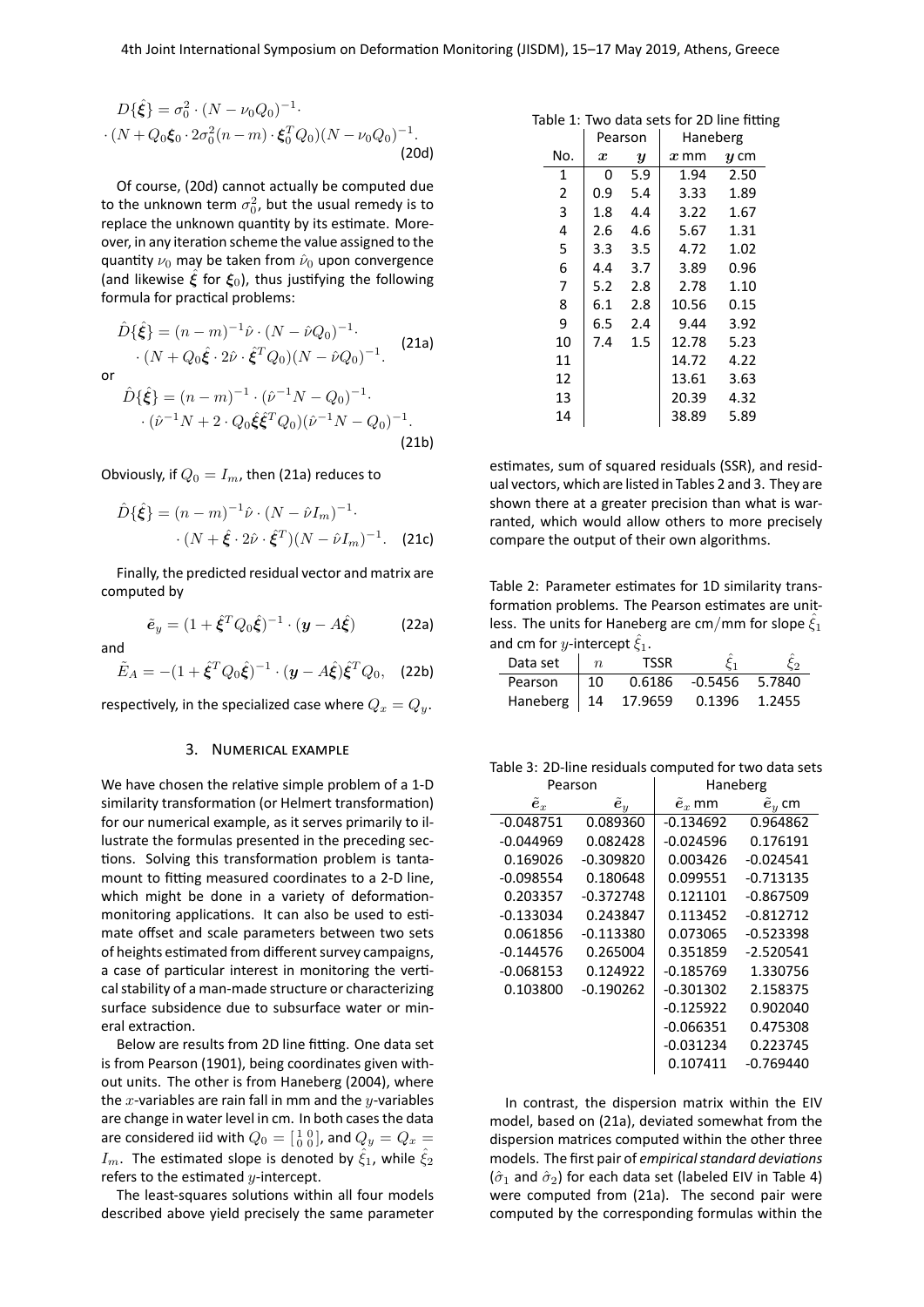$$D\{\hat{\boldsymbol{\xi}}\} = \sigma_0^2 \cdot (N - \nu_0 Q_0)^{-1} \cdot$$
$$\cdot (N + Q_0 \boldsymbol{\xi}_0 \cdot 2\sigma_0^2 (n-m) \cdot \boldsymbol{\xi}_0^T Q_0)(N - \nu_0 Q_0)^{-1}. \tag{20d}$$

Of course, (20d) cannot actually be computed due to the unknown term $\sigma_0^2$, but the usual remedy is to replace the unknown quantity by its estimate. Moreover, in any iteration scheme the value assigned to the quantity $\nu_0$ may be taken from $\hat{\nu}_0$ upon convergence (and likewise $\hat{\boldsymbol{\xi}}$ for $\boldsymbol{\xi}_0$), thus justifying the following formula for practical problems:

$$\hat{D}\{\hat{\boldsymbol{\xi}}\} = (n-m)^{-1} \hat{\nu} \cdot (N - \hat{\nu} Q_0)^{-1} \cdot$$
$$\cdot (N + Q_0 \hat{\boldsymbol{\xi}} \cdot 2\hat{\nu} \cdot \hat{\boldsymbol{\xi}}^T Q_0)(N - \hat{\nu} Q_0)^{-1}. \tag{21a}$$

or

$$\hat{D}\{\hat{\boldsymbol{\xi}}\} = (n-m)^{-1} \cdot (\hat{\nu}^{-1} N - Q_0)^{-1} \cdot$$
$$\cdot (\hat{\nu}^{-1} N + 2 \cdot Q_0 \hat{\boldsymbol{\xi}} \hat{\boldsymbol{\xi}}^T Q_0)(\hat{\nu}^{-1} N - Q_0)^{-1}. \tag{21b}$$

Obviously, if $Q_0 = I_m$, then (21a) reduces to

$$\hat{D}\{\hat{\boldsymbol{\xi}}\} = (n-m)^{-1} \hat{\nu} \cdot (N - \hat{\nu} I_m)^{-1} \cdot$$
$$\cdot (N + \hat{\boldsymbol{\xi}} \cdot 2\hat{\nu} \cdot \hat{\boldsymbol{\xi}}^T)(N - \hat{\nu} I_m)^{-1}. \tag{21c}$$

Finally, the predicted residual vector and matrix are computed by

$$\tilde{\boldsymbol{e}}_y = (1 + \hat{\boldsymbol{\xi}}^T Q_0 \hat{\boldsymbol{\xi}})^{-1} \cdot (\boldsymbol{y} - A\hat{\boldsymbol{\xi}}) \tag{22a}$$

and

$$\tilde{E}_A = -(1 + \hat{\boldsymbol{\xi}}^T Q_0 \hat{\boldsymbol{\xi}})^{-1} \cdot (\boldsymbol{y} - A\hat{\boldsymbol{\xi}}) \hat{\boldsymbol{\xi}}^T Q_0, \tag{22b}$$

respectively, in the specialized case where $Q_x = Q_y$.

## 3. Numerical example

We have chosen the relative simple problem of a 1-D similarity transformation (or Helmert transformation) for our numerical example, as it serves primarily to illustrate the formulas presented in the preceding sections. Solving this transformation problem is tantamount to fitting measured coordinates to a 2-D line, which might be done in a variety of deformation-monitoring applications. It can also be used to estimate offset and scale parameters between two sets of heights estimated from different survey campaigns, a case of particular interest in monitoring the vertical stability of a man-made structure or characterizing surface subsidence due to subsurface water or mineral extraction.

Below are results from 2D line fitting. One data set is from Pearson (1901), being coordinates given without units. The other is from Haneberg (2004), where the $x$-variables are rain fall in mm and the $y$-variables are change in water level in cm. In both cases the data are considered iid with $Q_0 = \begin{bmatrix} 1 & 0 \\ 0 & 0 \end{bmatrix}$, and $Q_y = Q_x = I_m$. The estimated slope is denoted by $\hat{\xi}_1$, while $\hat{\xi}_2$ refers to the estimated $y$-intercept.

The least-squares solutions within all four models described above yield precisely the same parameter estimates, sum of squared residuals (SSR), and residual vectors, which are listed in Tables 2 and 3. They are shown there at a greater precision than what is warranted, which would allow others to more precisely compare the output of their own algorithms.

Table 1: Two data sets for 2D line fitting

| | Pearson | | Haneberg | |
|---|---|---|---|---|
| No. | $\boldsymbol{x}$ | $\boldsymbol{y}$ | $\boldsymbol{x}$ mm | $\boldsymbol{y}$ cm |
| 1 | 0 | 5.9 | 1.94 | 2.50 |
| 2 | 0.9 | 5.4 | 3.33 | 1.89 |
| 3 | 1.8 | 4.4 | 3.22 | 1.67 |
| 4 | 2.6 | 4.6 | 5.67 | 1.31 |
| 5 | 3.3 | 3.5 | 4.72 | 1.02 |
| 6 | 4.4 | 3.7 | 3.89 | 0.96 |
| 7 | 5.2 | 2.8 | 2.78 | 1.10 |
| 8 | 6.1 | 2.8 | 10.56 | 0.15 |
| 9 | 6.5 | 2.4 | 9.44 | 3.92 |
| 10 | 7.4 | 1.5 | 12.78 | 5.23 |
| 11 | | | 14.72 | 4.22 |
| 12 | | | 13.61 | 3.63 |
| 13 | | | 20.39 | 4.32 |
| 14 | | | 38.89 | 5.89 |

Table 2: Parameter estimates for 1D similarity transformation problems. The Pearson estimates are unitless. The units for Haneberg are cm/mm for slope $\hat{\xi}_1$ and cm for $y$-intercept $\hat{\xi}_1$.

| Data set | $n$ | TSSR | $\hat{\xi}_1$ | $\hat{\xi}_2$ |
|---|---|---|---|---|
| Pearson | 10 | 0.6186 | -0.5456 | 5.7840 |
| Haneberg | 14 | 17.9659 | 0.1396 | 1.2455 |

Table 3: 2D-line residuals computed for two data sets

| Pearson | | Haneberg | |
|---|---|---|---|
| $\tilde{\boldsymbol{e}}_x$ | $\tilde{\boldsymbol{e}}_y$ | $\tilde{\boldsymbol{e}}_x$ mm | $\tilde{\boldsymbol{e}}_y$ cm |
| -0.048751 | 0.089360 | -0.134692 | 0.964862 |
| -0.044969 | 0.082428 | -0.024596 | 0.176191 |
| 0.169026 | -0.309820 | 0.003426 | -0.024541 |
| -0.098554 | 0.180648 | 0.099551 | -0.713135 |
| 0.203357 | -0.372748 | 0.121101 | -0.867509 |
| -0.133034 | 0.243847 | 0.113452 | -0.812712 |
| 0.061856 | -0.113380 | 0.073065 | -0.523398 |
| -0.144576 | 0.265004 | 0.351859 | -2.520541 |
| -0.068153 | 0.124922 | -0.185769 | 1.330756 |
| 0.103800 | -0.190262 | -0.301302 | 2.158375 |
| | | -0.125922 | 0.902040 |
| | | -0.066351 | 0.475308 |
| | | -0.031234 | 0.223745 |
| | | 0.107411 | -0.769440 |

In contrast, the dispersion matrix within the EIV model, based on (21a), deviated somewhat from the dispersion matrices computed within the other three models. The first pair of *empirical standard deviations* ($\hat{\sigma}_1$ and $\hat{\sigma}_2$) for each data set (labeled EIV in Table 4) were computed from (21a). The second pair were computed by the corresponding formulas within the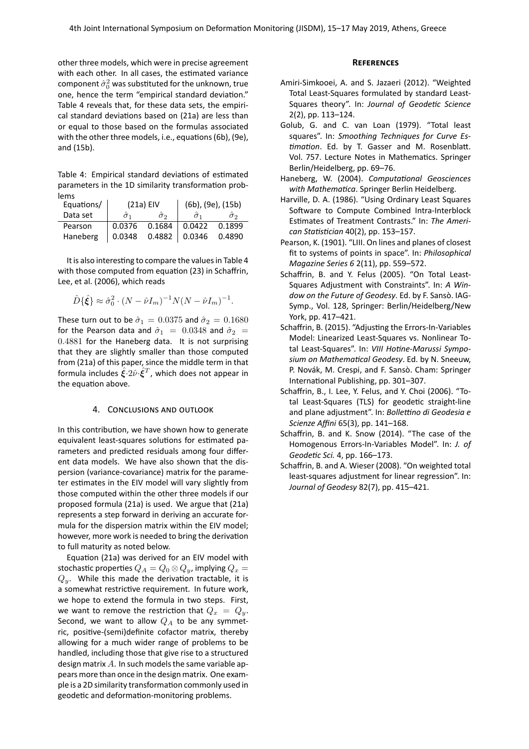other three models, which were in precise agreement with each other. In all cases, the estimated variance component $\hat{\sigma}_0^2$ was substituted for the unknown, true one, hence the term "empirical standard deviation." Table 4 reveals that, for these data sets, the empirical standard deviations based on (21a) are less than or equal to those based on the formulas associated with the other three models, i.e., equations (6b), (9e), and (15b).

Table 4: Empirical standard deviations of estimated parameters in the 1D similarity transformation problems

| Equations/ | (21a) EIV | | (6b), (9e), (15b) | |
|---|---|---|---|---|
| Data set | $\hat{\sigma}_1$ | $\hat{\sigma}_2$ | $\hat{\sigma}_1$ | $\hat{\sigma}_2$ |
| Pearson | 0.0376 | 0.1684 | 0.0422 | 0.1899 |
| Haneberg | 0.0348 | 0.4882 | 0.0346 | 0.4890 |

It is also interesting to compare the values in Table 4 with those computed from equation (23) in Schaffrin, Lee, et al. (2006), which reads

$$\hat{D}\{\hat{\boldsymbol{\xi}}\} \approx \hat{\sigma}_0^2 \cdot (N - \hat{\nu} I_m)^{-1} N (N - \hat{\nu} I_m)^{-1}.$$

These turn out to be $\hat{\sigma}_1 = 0.0375$ and $\hat{\sigma}_2 = 0.1680$ for the Pearson data and $\hat{\sigma}_1 = 0.0348$ and $\hat{\sigma}_2 = 0.4881$ for the Haneberg data. It is not surprising that they are slightly smaller than those computed from (21a) of this paper, since the middle term in that formula includes $\hat{\boldsymbol{\xi}} \cdot 2\hat{\nu} \cdot \hat{\boldsymbol{\xi}}^T$, which does not appear in the equation above.

## 4. Conclusions and outlook

In this contribution, we have shown how to generate equivalent least-squares solutions for estimated parameters and predicted residuals among four different data models. We have also shown that the dispersion (variance-covariance) matrix for the parameter estimates in the EIV model will vary slightly from those computed within the other three models if our proposed formula (21a) is used. We argue that (21a) represents a step forward in deriving an accurate formula for the dispersion matrix within the EIV model; however, more work is needed to bring the derivation to full maturity as noted below.

Equation (21a) was derived for an EIV model with stochastic properties $Q_A = Q_0 \otimes Q_y$, implying $Q_x = Q_y$. While this made the derivation tractable, it is a somewhat restrictive requirement. In future work, we hope to extend the formula in two steps. First, we want to remove the restriction that $Q_x = Q_y$. Second, we want to allow $Q_A$ to be any symmetric, positive-(semi)definite cofactor matrix, thereby allowing for a much wider range of problems to be handled, including those that give rise to a structured design matrix $A$. In such models the same variable appears more than once in the design matrix. One example is a 2D similarity transformation commonly used in geodetic and deformation-monitoring problems.

## References

Amiri-Simkooei, A. and S. Jazaeri (2012). "Weighted Total Least-Squares formulated by standard Least-Squares theory". In: *Journal of Geodetic Science* 2(2), pp. 113–124.

Golub, G. and C. van Loan (1979). "Total least squares". In: *Smoothing Techniques for Curve Estimation*. Ed. by T. Gasser and M. Rosenblatt. Vol. 757. Lecture Notes in Mathematics. Springer Berlin/Heidelberg, pp. 69–76.

Haneberg, W. (2004). *Computational Geosciences with Mathematica*. Springer Berlin Heidelberg.

Harville, D. A. (1986). "Using Ordinary Least Squares Software to Compute Combined Intra-Interblock Estimates of Treatment Contrasts." In: *The American Statistician* 40(2), pp. 153–157.

Pearson, K. (1901). "LIII. On lines and planes of closest fit to systems of points in space". In: *Philosophical Magazine Series 6* 2(11), pp. 559–572.

Schaffrin, B. and Y. Felus (2005). "On Total Least-Squares Adjustment with Constraints". In: *A Window on the Future of Geodesy*. Ed. by F. Sansò. IAG-Symp., Vol. 128, Springer: Berlin/Heidelberg/New York, pp. 417–421.

Schaffrin, B. (2015). "Adjusting the Errors-In-Variables Model: Linearized Least-Squares vs. Nonlinear Total Least-Squares". In: *VIII Hotine-Marussi Symposium on Mathematical Geodesy*. Ed. by N. Sneeuw, P. Novák, M. Crespi, and F. Sansò. Cham: Springer International Publishing, pp. 301–307.

Schaffrin, B., I. Lee, Y. Felus, and Y. Choi (2006). "Total Least-Squares (TLS) for geodetic straight-line and plane adjustment". In: *Bollettino di Geodesia e Scienze Affini* 65(3), pp. 141–168.

Schaffrin, B. and K. Snow (2014). "The case of the Homogenous Errors-In-Variables Model". In: *J. of Geodetic Sci.* 4, pp. 166–173.

Schaffrin, B. and A. Wieser (2008). "On weighted total least-squares adjustment for linear regression". In: *Journal of Geodesy* 82(7), pp. 415–421.